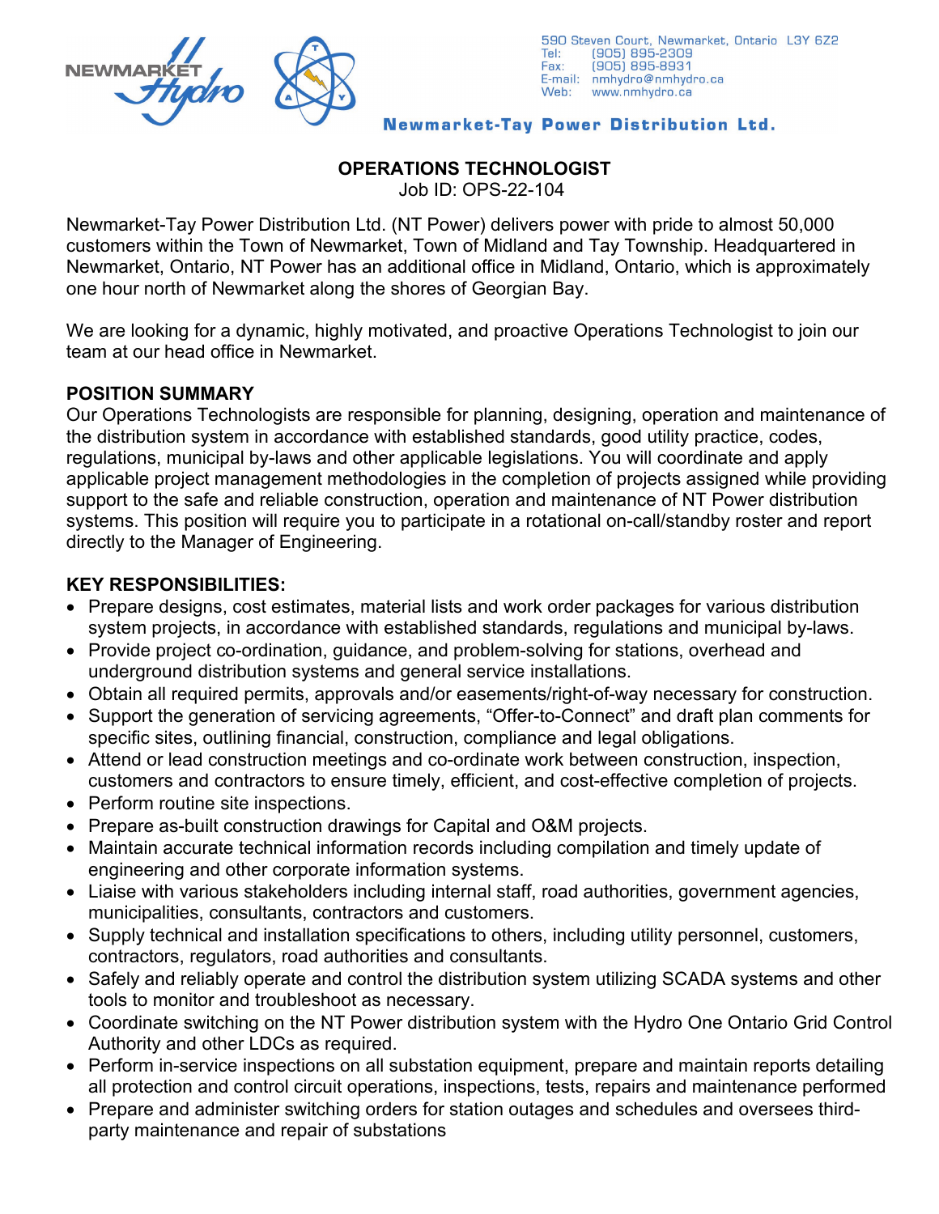590 Steven Court, Newmarket, Ontario L3Y 6Z2
Tel: (905) 895-2309
Fax: (905) 895-8931
E-mail: nmhydro@nmhydro.ca
Web: www.nmhydro.ca

**Newmarket-Tay Power Distribution Ltd.**

# OPERATIONS TECHNOLOGIST

Job ID: OPS-22-104

Newmarket-Tay Power Distribution Ltd. (NT Power) delivers power with pride to almost 50,000 customers within the Town of Newmarket, Town of Midland and Tay Township. Headquartered in Newmarket, Ontario, NT Power has an additional office in Midland, Ontario, which is approximately one hour north of Newmarket along the shores of Georgian Bay.

We are looking for a dynamic, highly motivated, and proactive Operations Technologist to join our team at our head office in Newmarket.

## POSITION SUMMARY

Our Operations Technologists are responsible for planning, designing, operation and maintenance of the distribution system in accordance with established standards, good utility practice, codes, regulations, municipal by-laws and other applicable legislations. You will coordinate and apply applicable project management methodologies in the completion of projects assigned while providing support to the safe and reliable construction, operation and maintenance of NT Power distribution systems. This position will require you to participate in a rotational on-call/standby roster and report directly to the Manager of Engineering.

## KEY RESPONSIBILITIES:

- Prepare designs, cost estimates, material lists and work order packages for various distribution system projects, in accordance with established standards, regulations and municipal by-laws.
- Provide project co-ordination, guidance, and problem-solving for stations, overhead and underground distribution systems and general service installations.
- Obtain all required permits, approvals and/or easements/right-of-way necessary for construction.
- Support the generation of servicing agreements, "Offer-to-Connect" and draft plan comments for specific sites, outlining financial, construction, compliance and legal obligations.
- Attend or lead construction meetings and co-ordinate work between construction, inspection, customers and contractors to ensure timely, efficient, and cost-effective completion of projects.
- Perform routine site inspections.
- Prepare as-built construction drawings for Capital and O&M projects.
- Maintain accurate technical information records including compilation and timely update of engineering and other corporate information systems.
- Liaise with various stakeholders including internal staff, road authorities, government agencies, municipalities, consultants, contractors and customers.
- Supply technical and installation specifications to others, including utility personnel, customers, contractors, regulators, road authorities and consultants.
- Safely and reliably operate and control the distribution system utilizing SCADA systems and other tools to monitor and troubleshoot as necessary.
- Coordinate switching on the NT Power distribution system with the Hydro One Ontario Grid Control Authority and other LDCs as required.
- Perform in-service inspections on all substation equipment, prepare and maintain reports detailing all protection and control circuit operations, inspections, tests, repairs and maintenance performed
- Prepare and administer switching orders for station outages and schedules and oversees third-party maintenance and repair of substations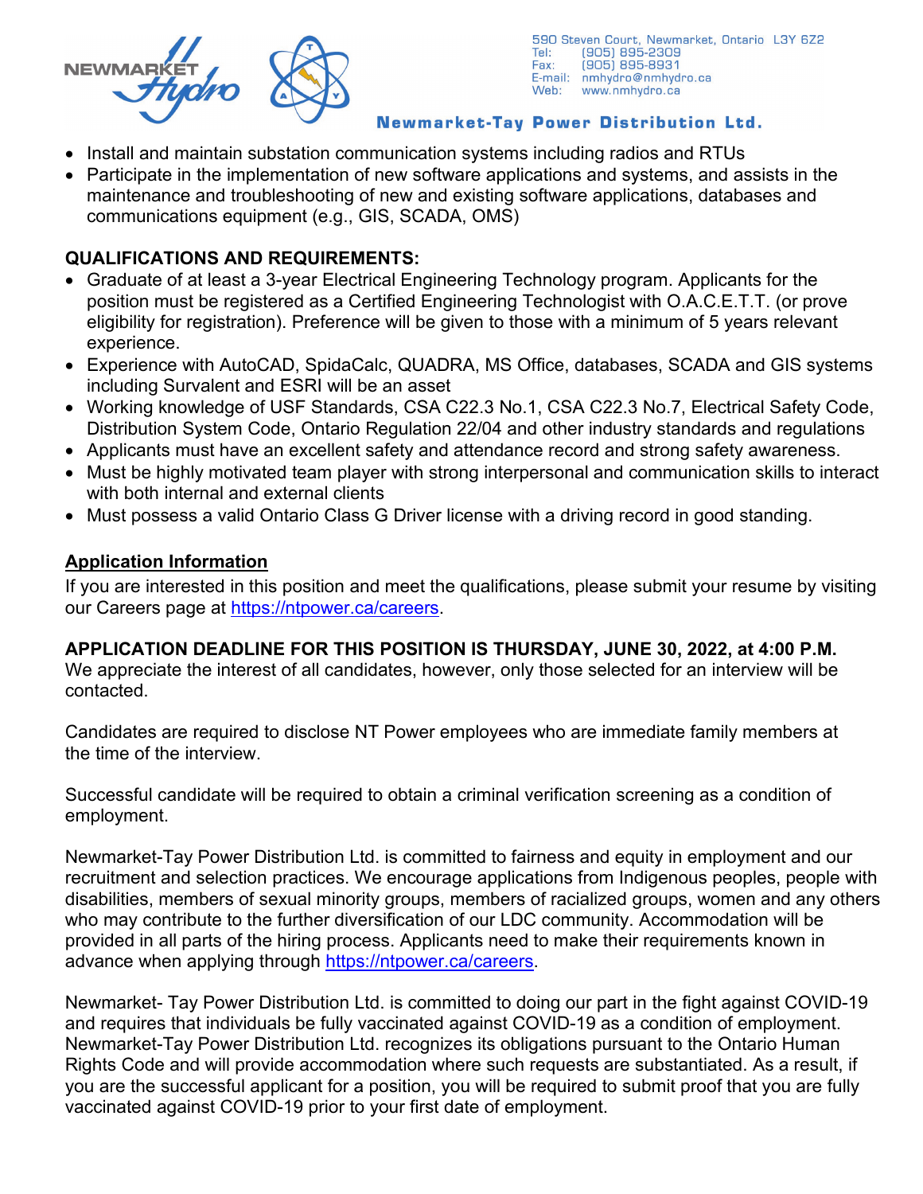- Install and maintain substation communication systems including radios and RTUs
- Participate in the implementation of new software applications and systems, and assists in the maintenance and troubleshooting of new and existing software applications, databases and communications equipment (e.g., GIS, SCADA, OMS)

**QUALIFICATIONS AND REQUIREMENTS:**

- Graduate of at least a 3-year Electrical Engineering Technology program. Applicants for the position must be registered as a Certified Engineering Technologist with O.A.C.E.T.T. (or prove eligibility for registration). Preference will be given to those with a minimum of 5 years relevant experience.
- Experience with AutoCAD, SpidaCalc, QUADRA, MS Office, databases, SCADA and GIS systems including Survalent and ESRI will be an asset
- Working knowledge of USF Standards, CSA C22.3 No.1, CSA C22.3 No.7, Electrical Safety Code, Distribution System Code, Ontario Regulation 22/04 and other industry standards and regulations
- Applicants must have an excellent safety and attendance record and strong safety awareness.
- Must be highly motivated team player with strong interpersonal and communication skills to interact with both internal and external clients
- Must possess a valid Ontario Class G Driver license with a driving record in good standing.

**Application Information**

If you are interested in this position and meet the qualifications, please submit your resume by visiting our Careers page at https://ntpower.ca/careers.

**APPLICATION DEADLINE FOR THIS POSITION IS THURSDAY, JUNE 30, 2022, at 4:00 P.M.**
We appreciate the interest of all candidates, however, only those selected for an interview will be contacted.

Candidates are required to disclose NT Power employees who are immediate family members at the time of the interview.

Successful candidate will be required to obtain a criminal verification screening as a condition of employment.

Newmarket-Tay Power Distribution Ltd. is committed to fairness and equity in employment and our recruitment and selection practices. We encourage applications from Indigenous peoples, people with disabilities, members of sexual minority groups, members of racialized groups, women and any others who may contribute to the further diversification of our LDC community. Accommodation will be provided in all parts of the hiring process. Applicants need to make their requirements known in advance when applying through https://ntpower.ca/careers.

Newmarket- Tay Power Distribution Ltd. is committed to doing our part in the fight against COVID-19 and requires that individuals be fully vaccinated against COVID-19 as a condition of employment. Newmarket-Tay Power Distribution Ltd. recognizes its obligations pursuant to the Ontario Human Rights Code and will provide accommodation where such requests are substantiated. As a result, if you are the successful applicant for a position, you will be required to submit proof that you are fully vaccinated against COVID-19 prior to your first date of employment.